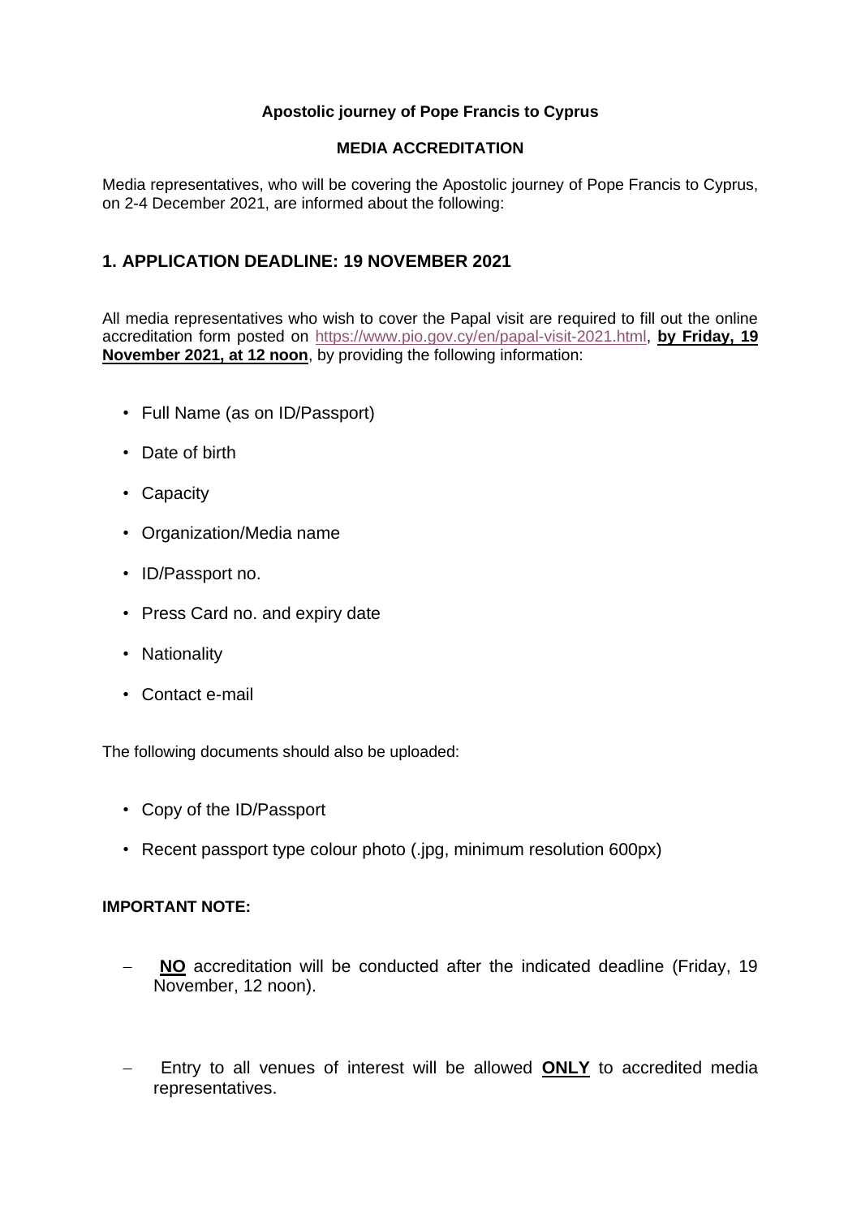**Apostolic journey of Pope Francis to Cyprus**

**MEDIA ACCREDITATION**

Media representatives, who will be covering the Apostolic journey of Pope Francis to Cyprus, on 2-4 December 2021, are informed about the following:

## 1. APPLICATION DEADLINE: 19 NOVEMBER 2021

All media representatives who wish to cover the Papal visit are required to fill out the online accreditation form posted on https://www.pio.gov.cy/en/papal-visit-2021.html, **by Friday, 19 November 2021, at 12 noon**, by providing the following information:

- Full Name (as on ID/Passport)
- Date of birth
- Capacity
- Organization/Media name
- ID/Passport no.
- Press Card no. and expiry date
- Nationality
- Contact e-mail

The following documents should also be uploaded:

- Copy of the ID/Passport
- Recent passport type colour photo (.jpg, minimum resolution 600px)

**IMPORTANT NOTE:**

- **NO** accreditation will be conducted after the indicated deadline (Friday, 19 November, 12 noon).
- Entry to all venues of interest will be allowed **ONLY** to accredited media representatives.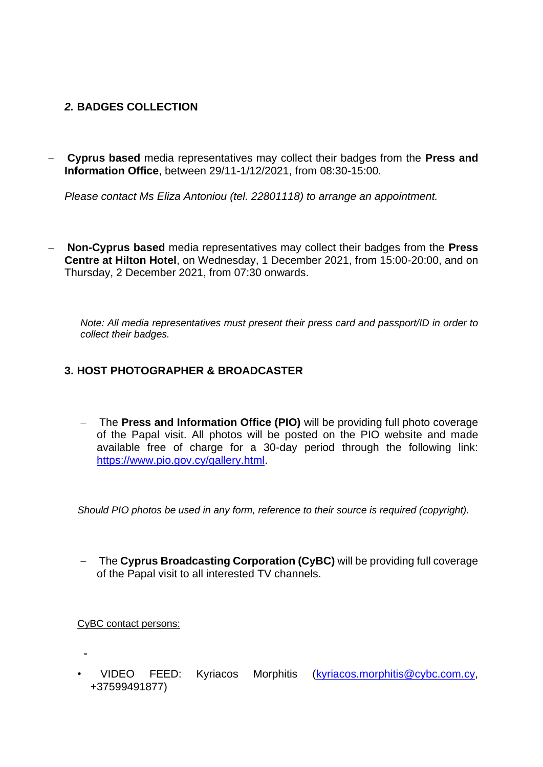## *2.* BADGES COLLECTION

- **Cyprus based** media representatives may collect their badges from the **Press and Information Office**, between 29/11-1/12/2021, from 08:30-15:00*.*

  *Please contact Ms Eliza Antoniou (tel. 22801118) to arrange an appointment.*

- **Non-Cyprus based** media representatives may collect their badges from the **Press Centre at Hilton Hotel**, on Wednesday, 1 December 2021, from 15:00-20:00, and on Thursday, 2 December 2021, from 07:30 onwards.

*Note: All media representatives must present their press card and passport/ID in order to collect their badges.*

## 3. HOST PHOTOGRAPHER & BROADCASTER

- The **Press and Information Office (PIO)** will be providing full photo coverage of the Papal visit. All photos will be posted on the PIO website and made available free of charge for a 30-day period through the following link: [https://www.pio.gov.cy/gallery.html](https://www.pio.gov.cy/gallery.html).

*Should PIO photos be used in any form, reference to their source is required (copyright).*

- The **Cyprus Broadcasting Corporation (CyBC)** will be providing full coverage of the Papal visit to all interested TV channels.

CyBC contact persons:

-

- VIDEO FEED: Kyriacos Morphitis ([kyriacos.morphitis@cybc.com.cy](mailto:kyriacos.morphitis@cybc.com.cy), +37599491877)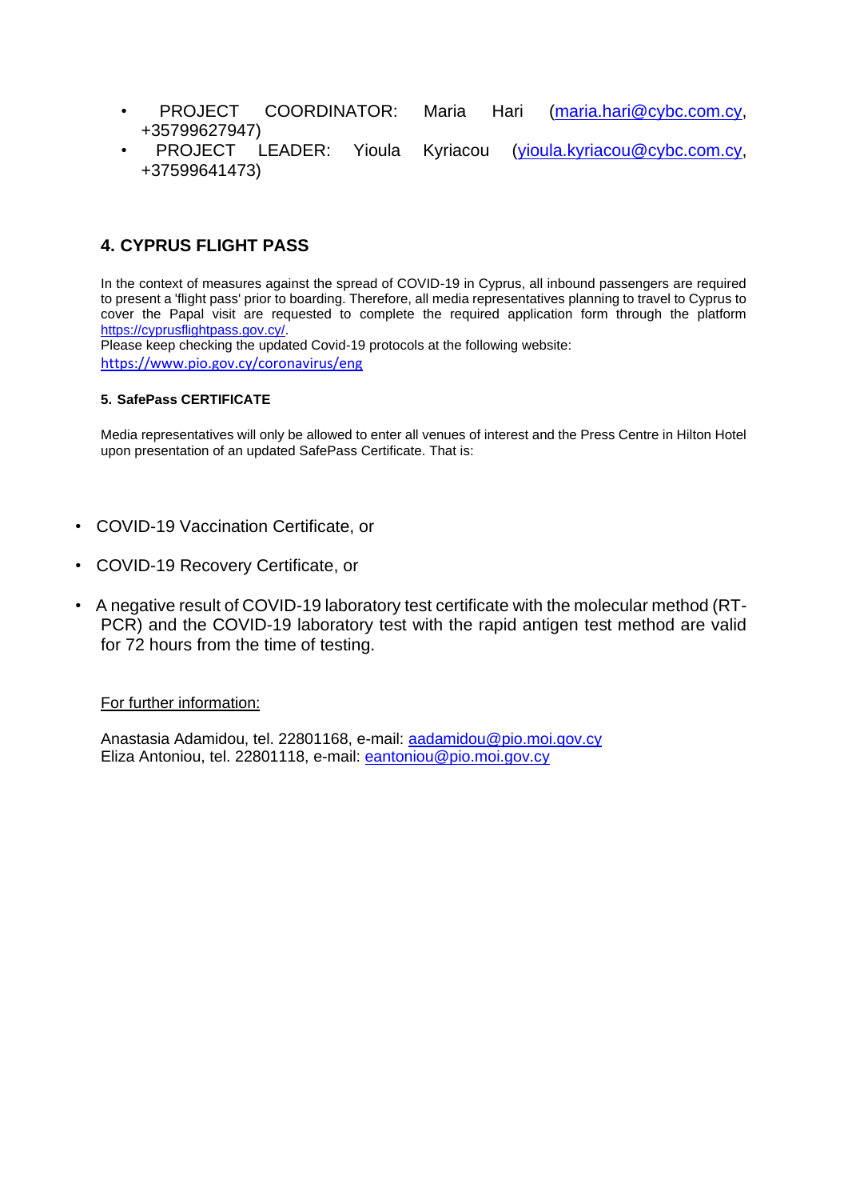- PROJECT COORDINATOR: Maria Hari (maria.hari@cybc.com.cy, +35799627947)
- PROJECT LEADER: Yioula Kyriacou (yioula.kyriacou@cybc.com.cy, +37599641473)

## 4. CYPRUS FLIGHT PASS

In the context of measures against the spread of COVID-19 in Cyprus, all inbound passengers are required to present a 'flight pass' prior to boarding. Therefore, all media representatives planning to travel to Cyprus to cover the Papal visit are requested to complete the required application form through the platform https://cyprusflightpass.gov.cy/.

Please keep checking the updated Covid-19 protocols at the following website: https://www.pio.gov.cy/coronavirus/eng

### 5. SafePass CERTIFICATE

Media representatives will only be allowed to enter all venues of interest and the Press Centre in Hilton Hotel upon presentation of an updated SafePass Certificate. That is:

- COVID-19 Vaccination Certificate, or
- COVID-19 Recovery Certificate, or
- A negative result of COVID-19 laboratory test certificate with the molecular method (RT-PCR) and the COVID-19 laboratory test with the rapid antigen test method are valid for 72 hours from the time of testing.

For further information:

Anastasia Adamidou, tel. 22801168, e-mail: aadamidou@pio.moi.gov.cy
Eliza Antoniou, tel. 22801118, e-mail: eantoniou@pio.moi.gov.cy